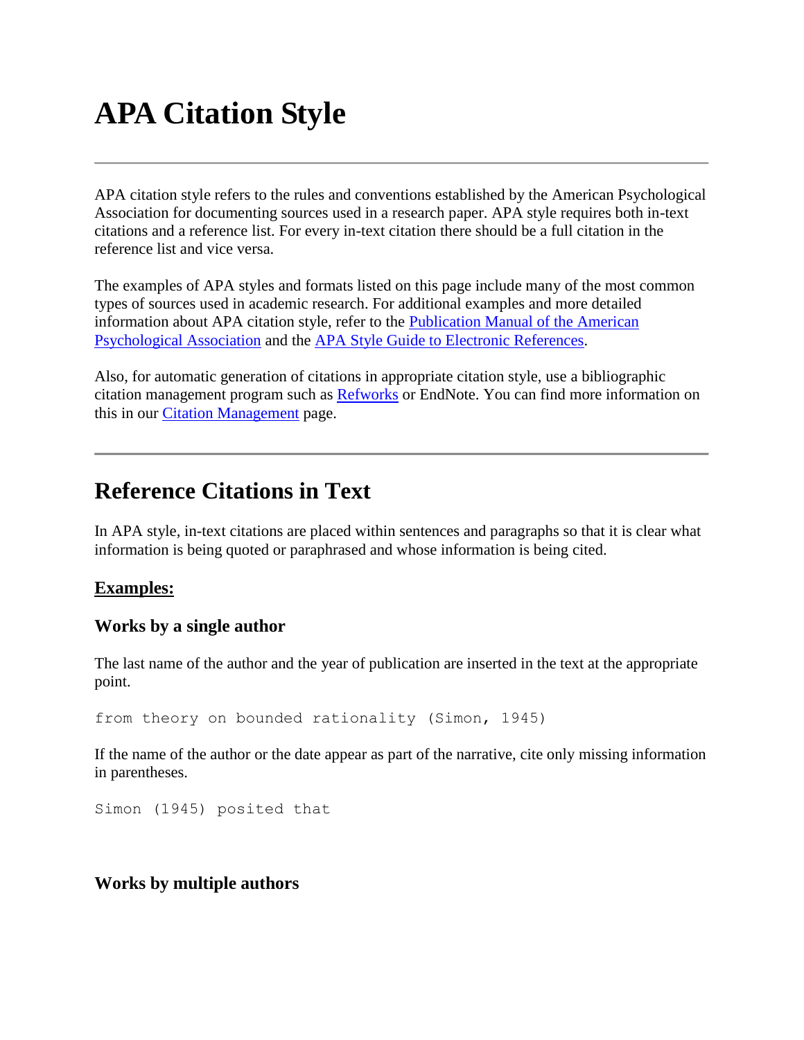# APA Citation Style

---

APA citation style refers to the rules and conventions established by the American Psychological Association for documenting sources used in a research paper. APA style requires both in-text citations and a reference list. For every in-text citation there should be a full citation in the reference list and vice versa.

The examples of APA styles and formats listed on this page include many of the most common types of sources used in academic research. For additional examples and more detailed information about APA citation style, refer to the Publication Manual of the American Psychological Association and the APA Style Guide to Electronic References.

Also, for automatic generation of citations in appropriate citation style, use a bibliographic citation management program such as Refworks or EndNote. You can find more information on this in our Citation Management page.

---

## Reference Citations in Text

In APA style, in-text citations are placed within sentences and paragraphs so that it is clear what information is being quoted or paraphrased and whose information is being cited.

### Examples:

### Works by a single author

The last name of the author and the year of publication are inserted in the text at the appropriate point.

```
from theory on bounded rationality (Simon, 1945)
```

If the name of the author or the date appear as part of the narrative, cite only missing information in parentheses.

```
Simon (1945) posited that
```

### Works by multiple authors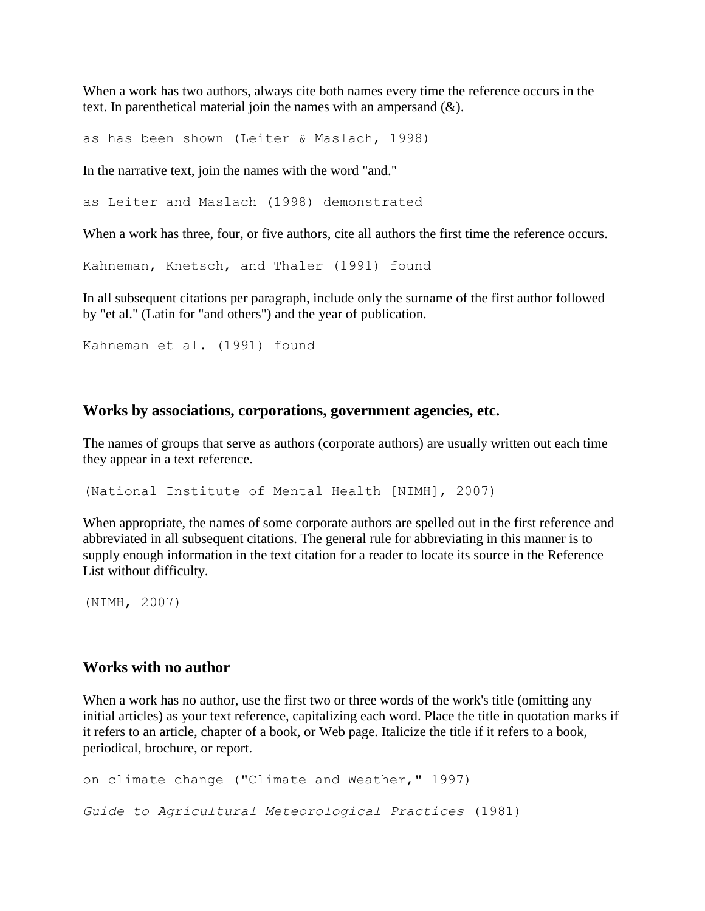When a work has two authors, always cite both names every time the reference occurs in the text. In parenthetical material join the names with an ampersand (&).

```
as has been shown (Leiter & Maslach, 1998)
```

In the narrative text, join the names with the word "and."

```
as Leiter and Maslach (1998) demonstrated
```

When a work has three, four, or five authors, cite all authors the first time the reference occurs.

```
Kahneman, Knetsch, and Thaler (1991) found
```

In all subsequent citations per paragraph, include only the surname of the first author followed by "et al." (Latin for "and others") and the year of publication.

```
Kahneman et al. (1991) found
```

## Works by associations, corporations, government agencies, etc.

The names of groups that serve as authors (corporate authors) are usually written out each time they appear in a text reference.

```
(National Institute of Mental Health [NIMH], 2007)
```

When appropriate, the names of some corporate authors are spelled out in the first reference and abbreviated in all subsequent citations. The general rule for abbreviating in this manner is to supply enough information in the text citation for a reader to locate its source in the Reference List without difficulty.

```
(NIMH, 2007)
```

## Works with no author

When a work has no author, use the first two or three words of the work's title (omitting any initial articles) as your text reference, capitalizing each word. Place the title in quotation marks if it refers to an article, chapter of a book, or Web page. Italicize the title if it refers to a book, periodical, brochure, or report.

```
on climate change ("Climate and Weather," 1997)
```

*Guide to Agricultural Meteorological Practices* (1981)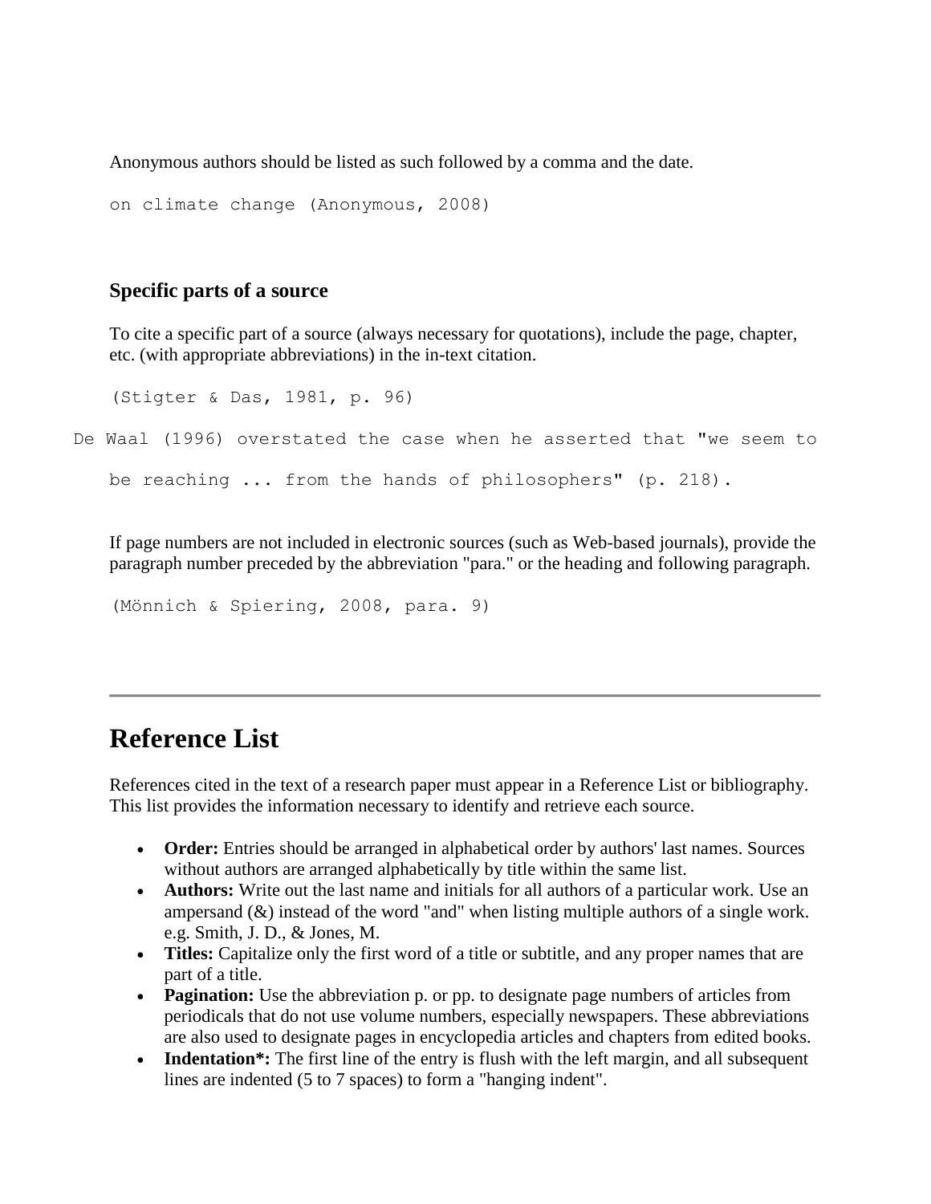Anonymous authors should be listed as such followed by a comma and the date.

```
on climate change (Anonymous, 2008)
```

### Specific parts of a source

To cite a specific part of a source (always necessary for quotations), include the page, chapter, etc. (with appropriate abbreviations) in the in-text citation.

```
(Stigter & Das, 1981, p. 96)

De Waal (1996) overstated the case when he asserted that "we seem to
be reaching ... from the hands of philosophers" (p. 218).
```

If page numbers are not included in electronic sources (such as Web-based journals), provide the paragraph number preceded by the abbreviation "para." or the heading and following paragraph.

```
(Mönnich & Spiering, 2008, para. 9)
```

---

## Reference List

References cited in the text of a research paper must appear in a Reference List or bibliography. This list provides the information necessary to identify and retrieve each source.

- **Order:** Entries should be arranged in alphabetical order by authors' last names. Sources without authors are arranged alphabetically by title within the same list.
- **Authors:** Write out the last name and initials for all authors of a particular work. Use an ampersand (&) instead of the word "and" when listing multiple authors of a single work. e.g. Smith, J. D., & Jones, M.
- **Titles:** Capitalize only the first word of a title or subtitle, and any proper names that are part of a title.
- **Pagination:** Use the abbreviation p. or pp. to designate page numbers of articles from periodicals that do not use volume numbers, especially newspapers. These abbreviations are also used to designate pages in encyclopedia articles and chapters from edited books.
- **Indentation*:** The first line of the entry is flush with the left margin, and all subsequent lines are indented (5 to 7 spaces) to form a "hanging indent".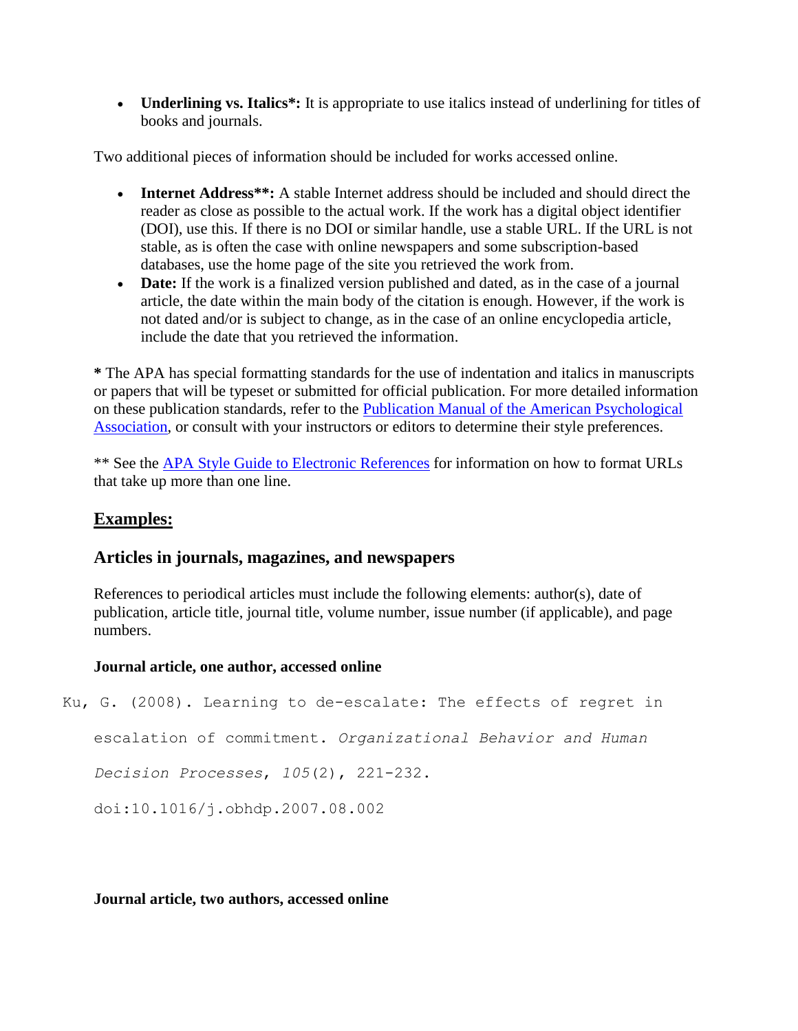- **Underlining vs. Italics*:** It is appropriate to use italics instead of underlining for titles of books and journals.

Two additional pieces of information should be included for works accessed online.

- **Internet Address**:** A stable Internet address should be included and should direct the reader as close as possible to the actual work. If the work has a digital object identifier (DOI), use this. If there is no DOI or similar handle, use a stable URL. If the URL is not stable, as is often the case with online newspapers and some subscription-based databases, use the home page of the site you retrieved the work from.
- **Date:** If the work is a finalized version published and dated, as in the case of a journal article, the date within the main body of the citation is enough. However, if the work is not dated and/or is subject to change, as in the case of an online encyclopedia article, include the date that you retrieved the information.

**\*** The APA has special formatting standards for the use of indentation and italics in manuscripts or papers that will be typeset or submitted for official publication. For more detailed information on these publication standards, refer to the Publication Manual of the American Psychological Association, or consult with your instructors or editors to determine their style preferences.

** See the APA Style Guide to Electronic References for information on how to format URLs that take up more than one line.

## <u>Examples:</u>

### Articles in journals, magazines, and newspapers

References to periodical articles must include the following elements: author(s), date of publication, article title, journal title, volume number, issue number (if applicable), and page numbers.

#### Journal article, one author, accessed online

Ku, G. (2008). Learning to de-escalate: The effects of regret in escalation of commitment. *Organizational Behavior and Human Decision Processes*, *105*(2), 221-232. doi:10.1016/j.obhdp.2007.08.002

#### Journal article, two authors, accessed online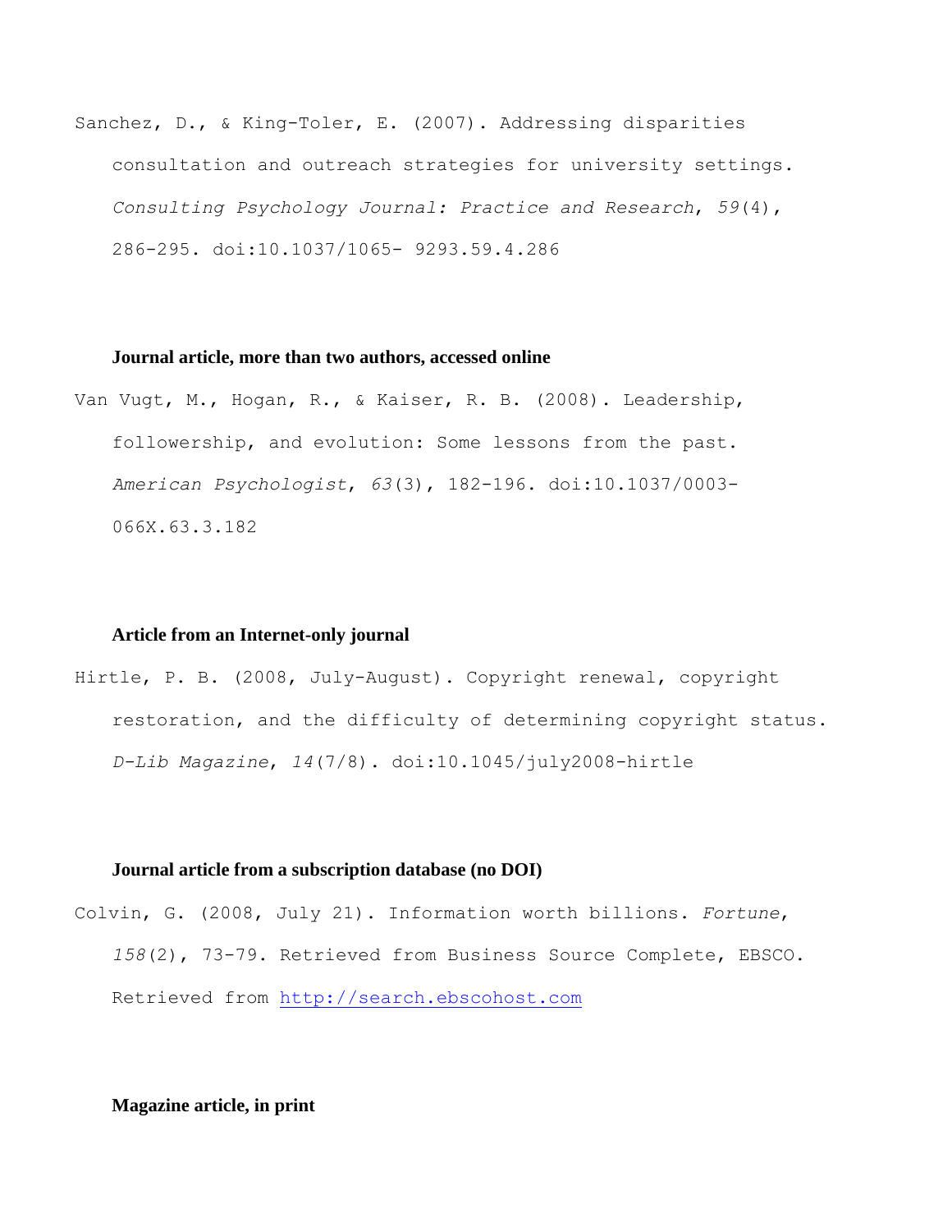Sanchez, D., & King-Toler, E. (2007). Addressing disparities consultation and outreach strategies for university settings. *Consulting Psychology Journal: Practice and Research*, *59*(4), 286-295. doi:10.1037/1065- 9293.59.4.286

**Journal article, more than two authors, accessed online**

Van Vugt, M., Hogan, R., & Kaiser, R. B. (2008). Leadership, followership, and evolution: Some lessons from the past. *American Psychologist*, *63*(3), 182-196. doi:10.1037/0003-066X.63.3.182

**Article from an Internet-only journal**

Hirtle, P. B. (2008, July-August). Copyright renewal, copyright restoration, and the difficulty of determining copyright status. *D-Lib Magazine*, *14*(7/8). doi:10.1045/july2008-hirtle

**Journal article from a subscription database (no DOI)**

Colvin, G. (2008, July 21). Information worth billions. *Fortune*, *158*(2), 73-79. Retrieved from Business Source Complete, EBSCO. Retrieved from http://search.ebscohost.com

**Magazine article, in print**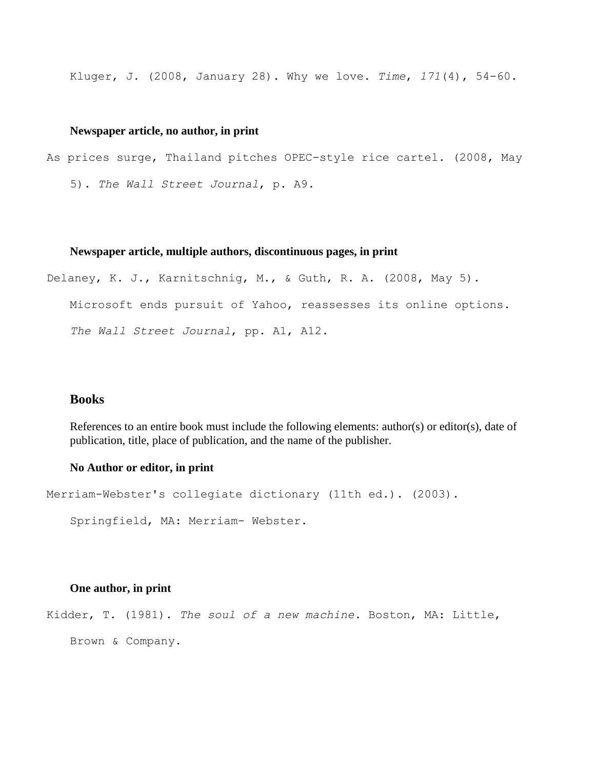Kluger, J. (2008, January 28). Why we love. *Time*, *171*(4), 54-60.

**Newspaper article, no author, in print**

As prices surge, Thailand pitches OPEC-style rice cartel. (2008, May 5). *The Wall Street Journal*, p. A9.

**Newspaper article, multiple authors, discontinuous pages, in print**

Delaney, K. J., Karnitschnig, M., & Guth, R. A. (2008, May 5). Microsoft ends pursuit of Yahoo, reassesses its online options. *The Wall Street Journal*, pp. A1, A12.

## Books

References to an entire book must include the following elements: author(s) or editor(s), date of publication, title, place of publication, and the name of the publisher.

**No Author or editor, in print**

Merriam-Webster's collegiate dictionary (11th ed.). (2003). Springfield, MA: Merriam- Webster.

**One author, in print**

Kidder, T. (1981). *The soul of a new machine*. Boston, MA: Little, Brown & Company.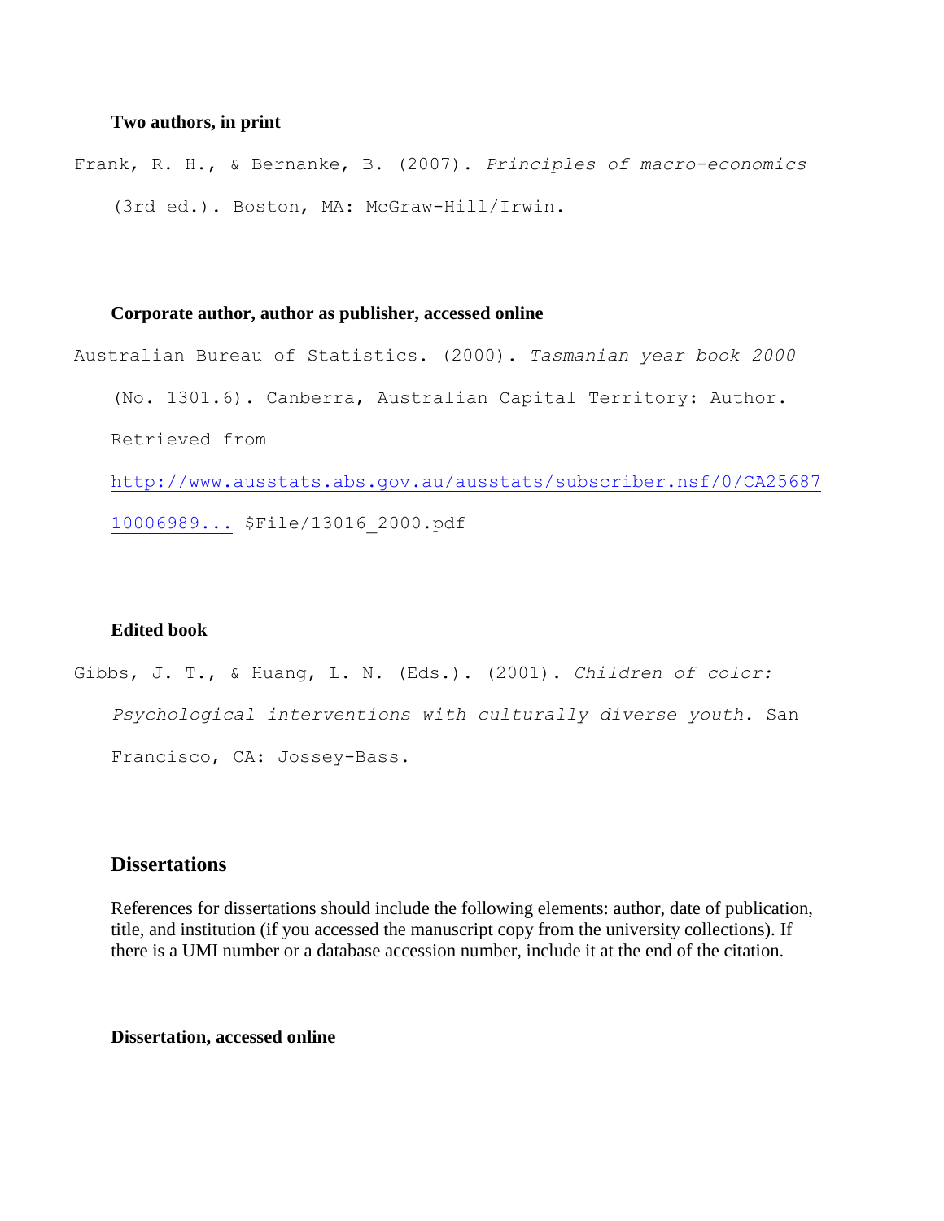**Two authors, in print**

Frank, R. H., & Bernanke, B. (2007). *Principles of macro-economics* (3rd ed.). Boston, MA: McGraw-Hill/Irwin.

**Corporate author, author as publisher, accessed online**

Australian Bureau of Statistics. (2000). *Tasmanian year book 2000* (No. 1301.6). Canberra, Australian Capital Territory: Author. Retrieved from http://www.ausstats.abs.gov.au/ausstats/subscriber.nsf/0/CA2568710006989... $File/13016_2000.pdf

**Edited book**

Gibbs, J. T., & Huang, L. N. (Eds.). (2001). *Children of color: Psychological interventions with culturally diverse youth*. San Francisco, CA: Jossey-Bass.

## Dissertations

References for dissertations should include the following elements: author, date of publication, title, and institution (if you accessed the manuscript copy from the university collections). If there is a UMI number or a database accession number, include it at the end of the citation.

**Dissertation, accessed online**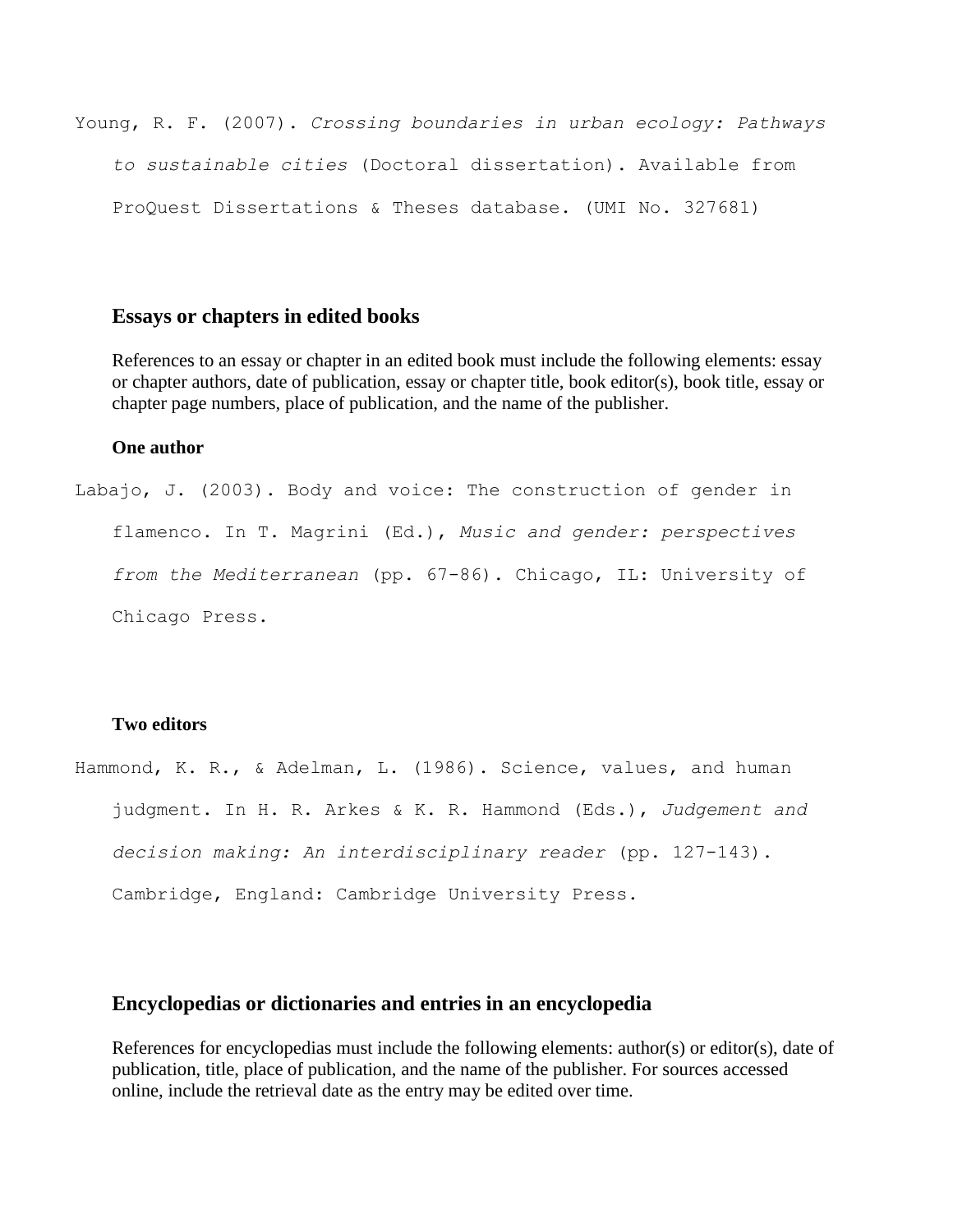Young, R. F. (2007). *Crossing boundaries in urban ecology: Pathways to sustainable cities* (Doctoral dissertation). Available from ProQuest Dissertations & Theses database. (UMI No. 327681)

## Essays or chapters in edited books

References to an essay or chapter in an edited book must include the following elements: essay or chapter authors, date of publication, essay or chapter title, book editor(s), book title, essay or chapter page numbers, place of publication, and the name of the publisher.

### One author

Labajo, J. (2003). Body and voice: The construction of gender in flamenco. In T. Magrini (Ed.), *Music and gender: perspectives from the Mediterranean* (pp. 67-86). Chicago, IL: University of Chicago Press.

### Two editors

Hammond, K. R., & Adelman, L. (1986). Science, values, and human judgment. In H. R. Arkes & K. R. Hammond (Eds.), *Judgement and decision making: An interdisciplinary reader* (pp. 127-143). Cambridge, England: Cambridge University Press.

## Encyclopedias or dictionaries and entries in an encyclopedia

References for encyclopedias must include the following elements: author(s) or editor(s), date of publication, title, place of publication, and the name of the publisher. For sources accessed online, include the retrieval date as the entry may be edited over time.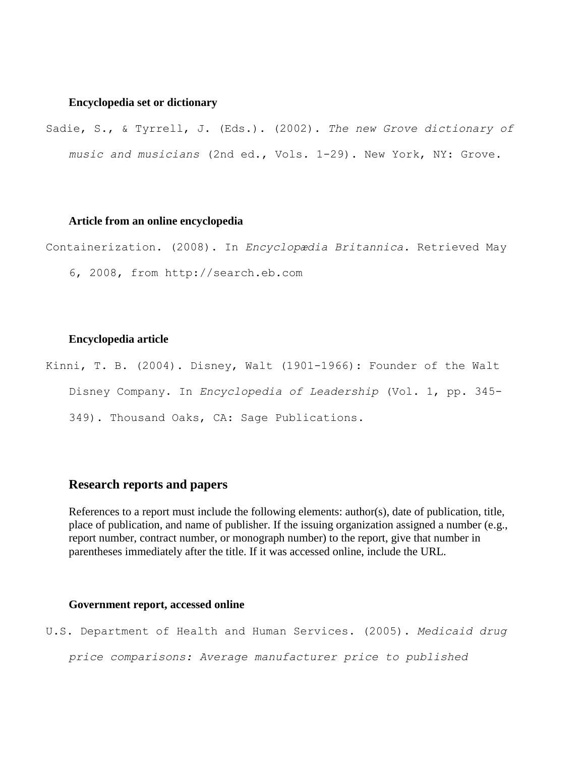**Encyclopedia set or dictionary**

Sadie, S., & Tyrrell, J. (Eds.). (2002). *The new Grove dictionary of music and musicians* (2nd ed., Vols. 1-29). New York, NY: Grove.

**Article from an online encyclopedia**

Containerization. (2008). In *Encyclopædia Britannica*. Retrieved May 6, 2008, from http://search.eb.com

**Encyclopedia article**

Kinni, T. B. (2004). Disney, Walt (1901-1966): Founder of the Walt Disney Company. In *Encyclopedia of Leadership* (Vol. 1, pp. 345-349). Thousand Oaks, CA: Sage Publications.

## Research reports and papers

References to a report must include the following elements: author(s), date of publication, title, place of publication, and name of publisher. If the issuing organization assigned a number (e.g., report number, contract number, or monograph number) to the report, give that number in parentheses immediately after the title. If it was accessed online, include the URL.

**Government report, accessed online**

U.S. Department of Health and Human Services. (2005). *Medicaid drug price comparisons: Average manufacturer price to published*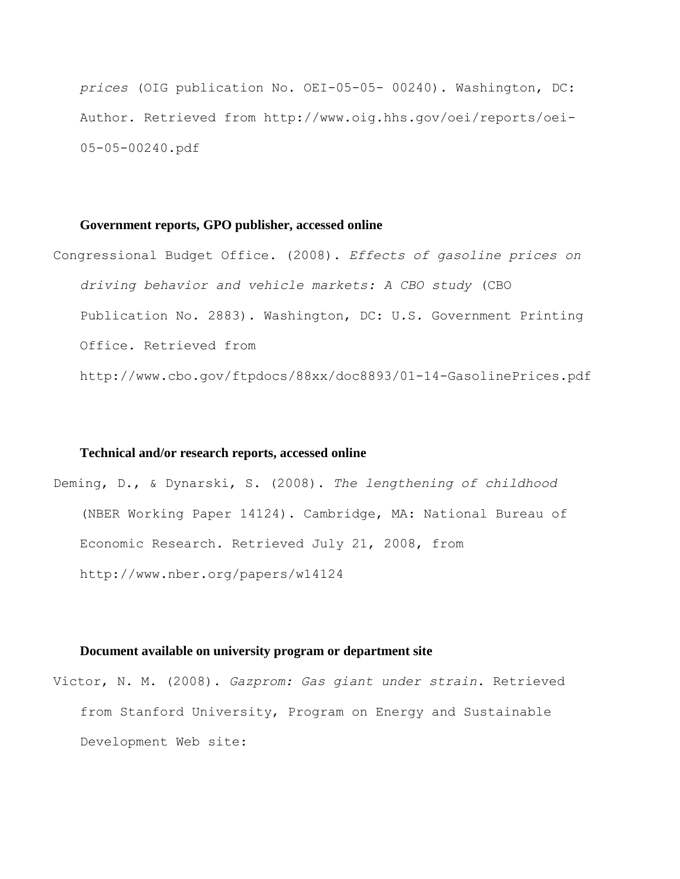*prices* (OIG publication No. OEI-05-05- 00240). Washington, DC: Author. Retrieved from http://www.oig.hhs.gov/oei/reports/oei-05-05-00240.pdf

**Government reports, GPO publisher, accessed online**

Congressional Budget Office. (2008). *Effects of gasoline prices on driving behavior and vehicle markets: A CBO study* (CBO Publication No. 2883). Washington, DC: U.S. Government Printing Office. Retrieved from http://www.cbo.gov/ftpdocs/88xx/doc8893/01-14-GasolinePrices.pdf

**Technical and/or research reports, accessed online**

Deming, D., & Dynarski, S. (2008). *The lengthening of childhood* (NBER Working Paper 14124). Cambridge, MA: National Bureau of Economic Research. Retrieved July 21, 2008, from http://www.nber.org/papers/w14124

**Document available on university program or department site**

Victor, N. M. (2008). *Gazprom: Gas giant under strain*. Retrieved from Stanford University, Program on Energy and Sustainable Development Web site: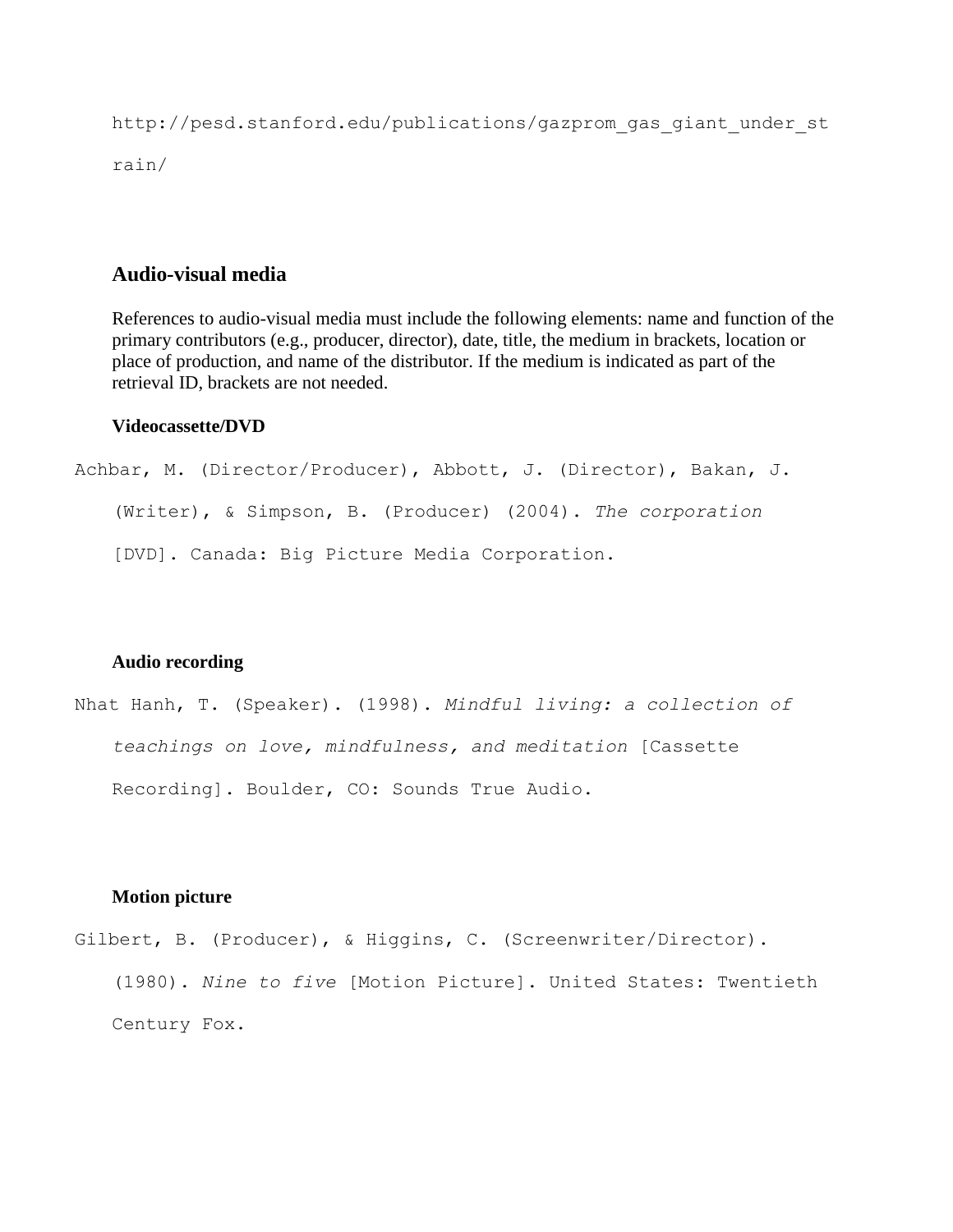http://pesd.stanford.edu/publications/gazprom_gas_giant_under_strain/

## Audio-visual media

References to audio-visual media must include the following elements: name and function of the primary contributors (e.g., producer, director), date, title, the medium in brackets, location or place of production, and name of the distributor. If the medium is indicated as part of the retrieval ID, brackets are not needed.

### Videocassette/DVD

Achbar, M. (Director/Producer), Abbott, J. (Director), Bakan, J. (Writer), & Simpson, B. (Producer) (2004). *The corporation* [DVD]. Canada: Big Picture Media Corporation.

### Audio recording

Nhat Hanh, T. (Speaker). (1998). *Mindful living: a collection of teachings on love, mindfulness, and meditation* [Cassette Recording]. Boulder, CO: Sounds True Audio.

### Motion picture

Gilbert, B. (Producer), & Higgins, C. (Screenwriter/Director). (1980). *Nine to five* [Motion Picture]. United States: Twentieth Century Fox.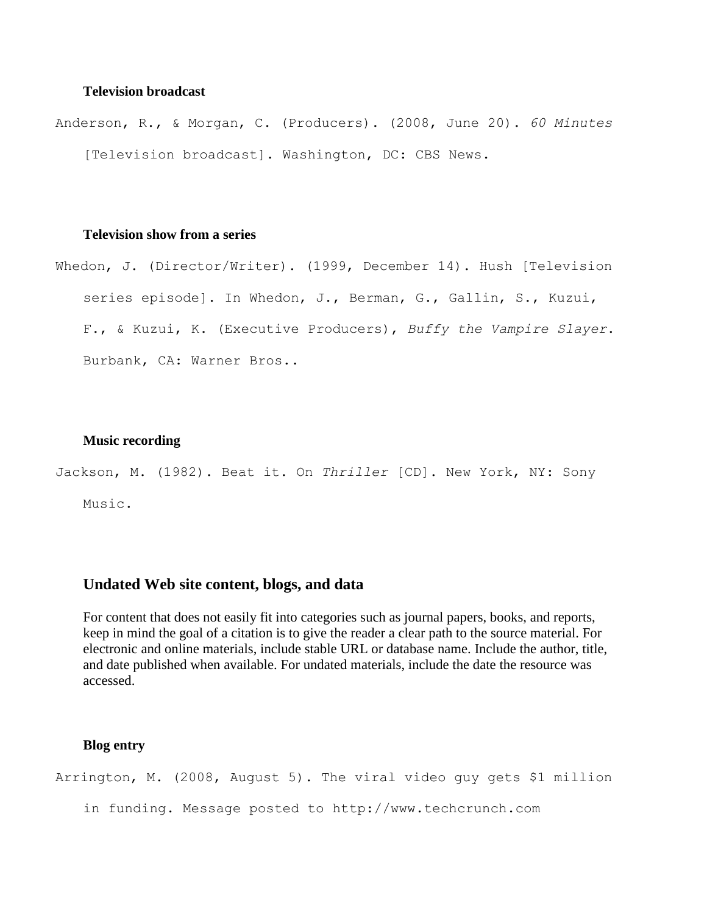**Television broadcast**

Anderson, R., & Morgan, C. (Producers). (2008, June 20). *60 Minutes* [Television broadcast]. Washington, DC: CBS News.

**Television show from a series**

Whedon, J. (Director/Writer). (1999, December 14). Hush [Television series episode]. In Whedon, J., Berman, G., Gallin, S., Kuzui, F., & Kuzui, K. (Executive Producers), *Buffy the Vampire Slayer*. Burbank, CA: Warner Bros..

**Music recording**

Jackson, M. (1982). Beat it. On *Thriller* [CD]. New York, NY: Sony Music.

## Undated Web site content, blogs, and data

For content that does not easily fit into categories such as journal papers, books, and reports, keep in mind the goal of a citation is to give the reader a clear path to the source material. For electronic and online materials, include stable URL or database name. Include the author, title, and date published when available. For undated materials, include the date the resource was accessed.

**Blog entry**

Arrington, M. (2008, August 5). The viral video guy gets $1 million in funding. Message posted to http://www.techcrunch.com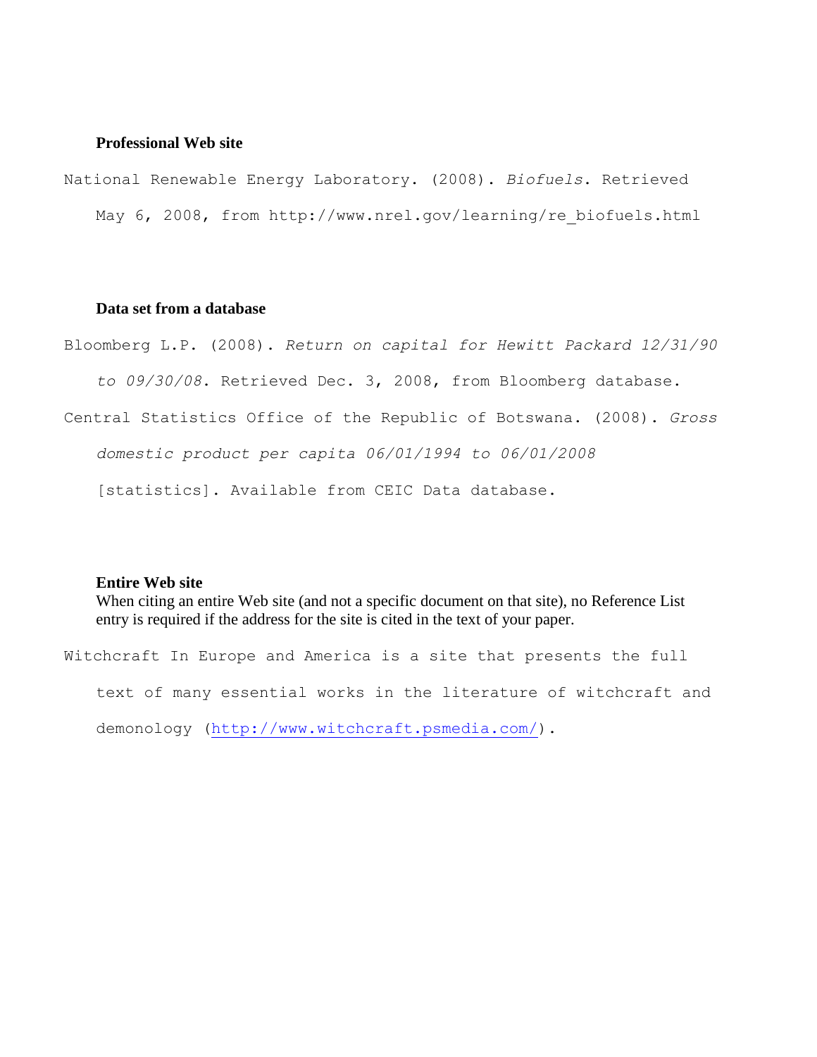**Professional Web site**

National Renewable Energy Laboratory. (2008). *Biofuels*. Retrieved May 6, 2008, from http://www.nrel.gov/learning/re_biofuels.html

**Data set from a database**

Bloomberg L.P. (2008). *Return on capital for Hewitt Packard 12/31/90 to 09/30/08*. Retrieved Dec. 3, 2008, from Bloomberg database.

Central Statistics Office of the Republic of Botswana. (2008). *Gross domestic product per capita 06/01/1994 to 06/01/2008* [statistics]. Available from CEIC Data database.

**Entire Web site**

When citing an entire Web site (and not a specific document on that site), no Reference List entry is required if the address for the site is cited in the text of your paper.

Witchcraft In Europe and America is a site that presents the full text of many essential works in the literature of witchcraft and demonology (http://www.witchcraft.psmedia.com/).